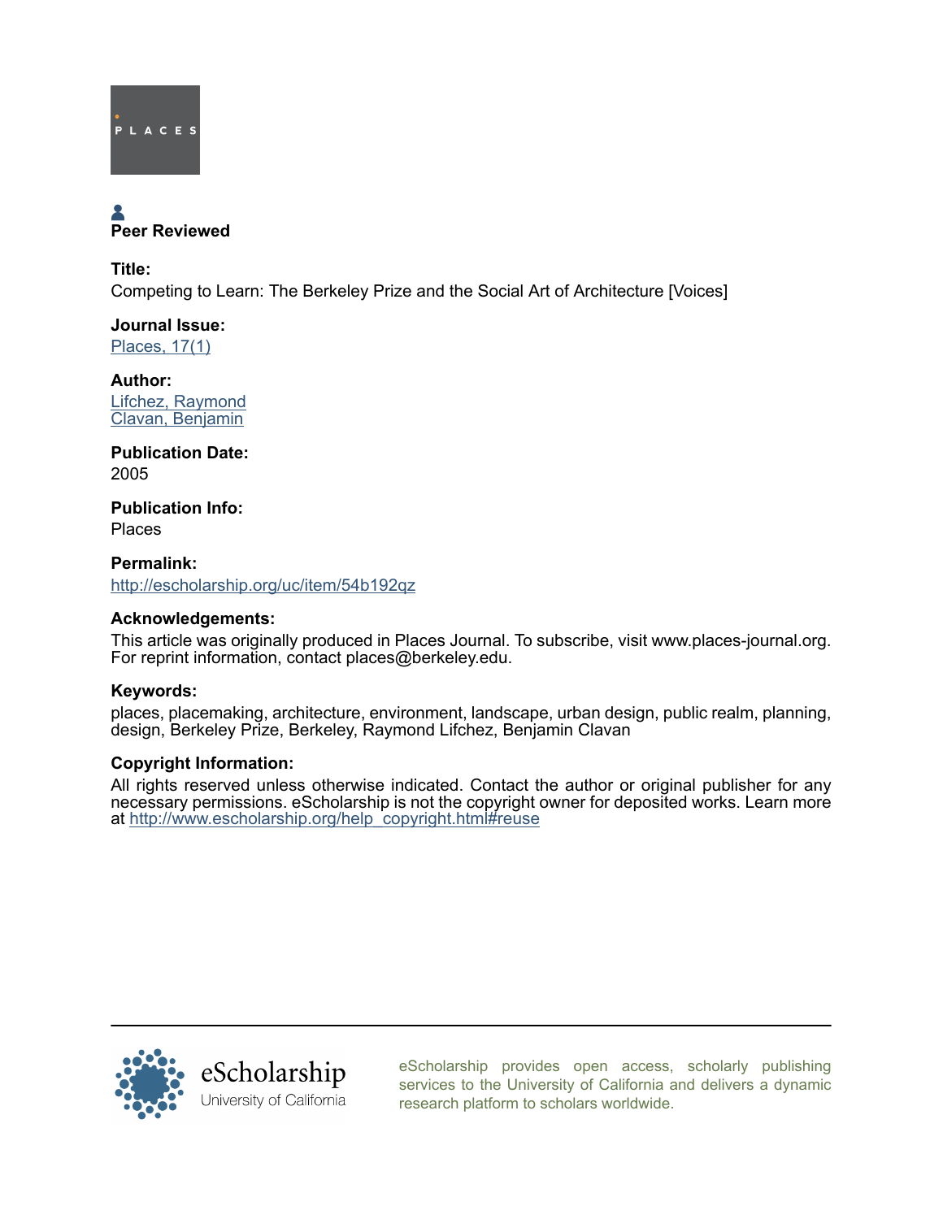PLACES

Peer Reviewed

**Title:**
Competing to Learn: The Berkeley Prize and the Social Art of Architecture [Voices]

**Journal Issue:**
Places, 17(1)

**Author:**
Lifchez, Raymond
Clavan, Benjamin

**Publication Date:**
2005

**Publication Info:**
Places

**Permalink:**
http://escholarship.org/uc/item/54b192qz

**Acknowledgements:**
This article was originally produced in Places Journal. To subscribe, visit www.places-journal.org. For reprint information, contact places@berkeley.edu.

**Keywords:**
places, placemaking, architecture, environment, landscape, urban design, public realm, planning, design, Berkeley Prize, Berkeley, Raymond Lifchez, Benjamin Clavan

**Copyright Information:**
All rights reserved unless otherwise indicated. Contact the author or original publisher for any necessary permissions. eScholarship is not the copyright owner for deposited works. Learn more at http://www.escholarship.org/help_copyright.html#reuse

eScholarship
University of California

eScholarship provides open access, scholarly publishing services to the University of California and delivers a dynamic research platform to scholars worldwide.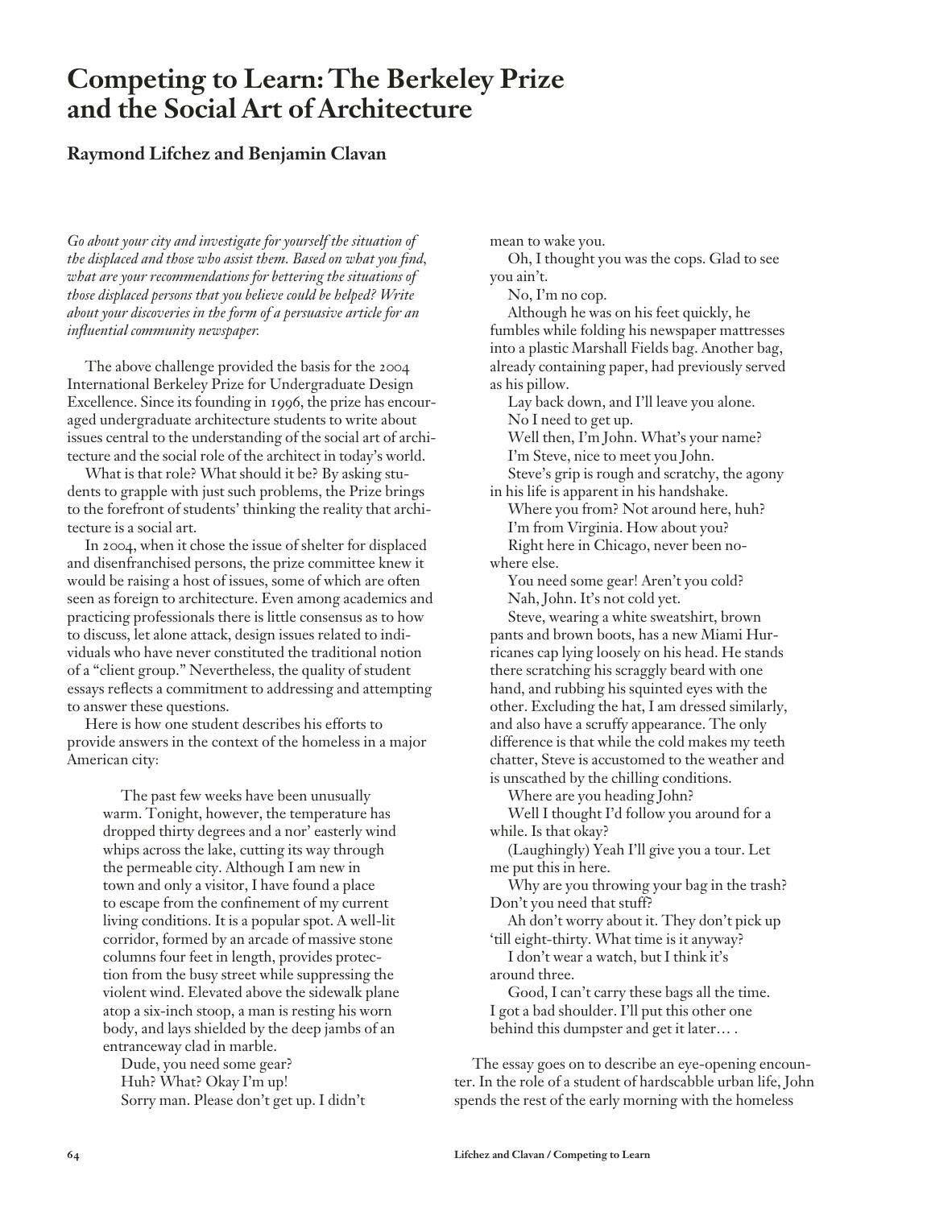# Competing to Learn: The Berkeley Prize and the Social Art of Architecture

## Raymond Lifchez and Benjamin Clavan

*Go about your city and investigate for yourself the situation of the displaced and those who assist them. Based on what you find, what are your recommendations for bettering the situations of those displaced persons that you believe could be helped? Write about your discoveries in the form of a persuasive article for an influential community newspaper.*

The above challenge provided the basis for the 2004 International Berkeley Prize for Undergraduate Design Excellence. Since its founding in 1996, the prize has encouraged undergraduate architecture students to write about issues central to the understanding of the social art of architecture and the social role of the architect in today's world.

What is that role? What should it be? By asking students to grapple with just such problems, the Prize brings to the forefront of students' thinking the reality that architecture is a social art.

In 2004, when it chose the issue of shelter for displaced and disenfranchised persons, the prize committee knew it would be raising a host of issues, some of which are often seen as foreign to architecture. Even among academics and practicing professionals there is little consensus as to how to discuss, let alone attack, design issues related to individuals who have never constituted the traditional notion of a "client group." Nevertheless, the quality of student essays reflects a commitment to addressing and attempting to answer these questions.

Here is how one student describes his efforts to provide answers in the context of the homeless in a major American city:

> The past few weeks have been unusually warm. Tonight, however, the temperature has dropped thirty degrees and a nor' easterly wind whips across the lake, cutting its way through the permeable city. Although I am new in town and only a visitor, I have found a place to escape from the confinement of my current living conditions. It is a popular spot. A well-lit corridor, formed by an arcade of massive stone columns four feet in length, provides protection from the busy street while suppressing the violent wind. Elevated above the sidewalk plane atop a six-inch stoop, a man is resting his worn body, and lays shielded by the deep jambs of an entranceway clad in marble.
>
> Dude, you need some gear?
>
> Huh? What? Okay I'm up!
>
> Sorry man. Please don't get up. I didn't mean to wake you.
>
> Oh, I thought you was the cops. Glad to see you ain't.
>
> No, I'm no cop.
>
> Although he was on his feet quickly, he fumbles while folding his newspaper mattresses into a plastic Marshall Fields bag. Another bag, already containing paper, had previously served as his pillow.
>
> Lay back down, and I'll leave you alone.
>
> No I need to get up.
>
> Well then, I'm John. What's your name?
>
> I'm Steve, nice to meet you John.
>
> Steve's grip is rough and scratchy, the agony in his life is apparent in his handshake.
>
> Where you from? Not around here, huh?
>
> I'm from Virginia. How about you?
>
> Right here in Chicago, never been nowhere else.
>
> You need some gear! Aren't you cold?
>
> Nah, John. It's not cold yet.
>
> Steve, wearing a white sweatshirt, brown pants and brown boots, has a new Miami Hurricanes cap lying loosely on his head. He stands there scratching his scraggly beard with one hand, and rubbing his squinted eyes with the other. Excluding the hat, I am dressed similarly, and also have a scruffy appearance. The only difference is that while the cold makes my teeth chatter, Steve is accustomed to the weather and is unscathed by the chilling conditions.
>
> Where are you heading John?
>
> Well I thought I'd follow you around for a while. Is that okay?
>
> (Laughingly) Yeah I'll give you a tour. Let me put this in here.
>
> Why are you throwing your bag in the trash? Don't you need that stuff?
>
> Ah don't worry about it. They don't pick up 'till eight-thirty. What time is it anyway?
>
> I don't wear a watch, but I think it's around three.
>
> Good, I can't carry these bags all the time. I got a bad shoulder. I'll put this other one behind this dumpster and get it later… .

The essay goes on to describe an eye-opening encounter. In the role of a student of hardscabble urban life, John spends the rest of the early morning with the homeless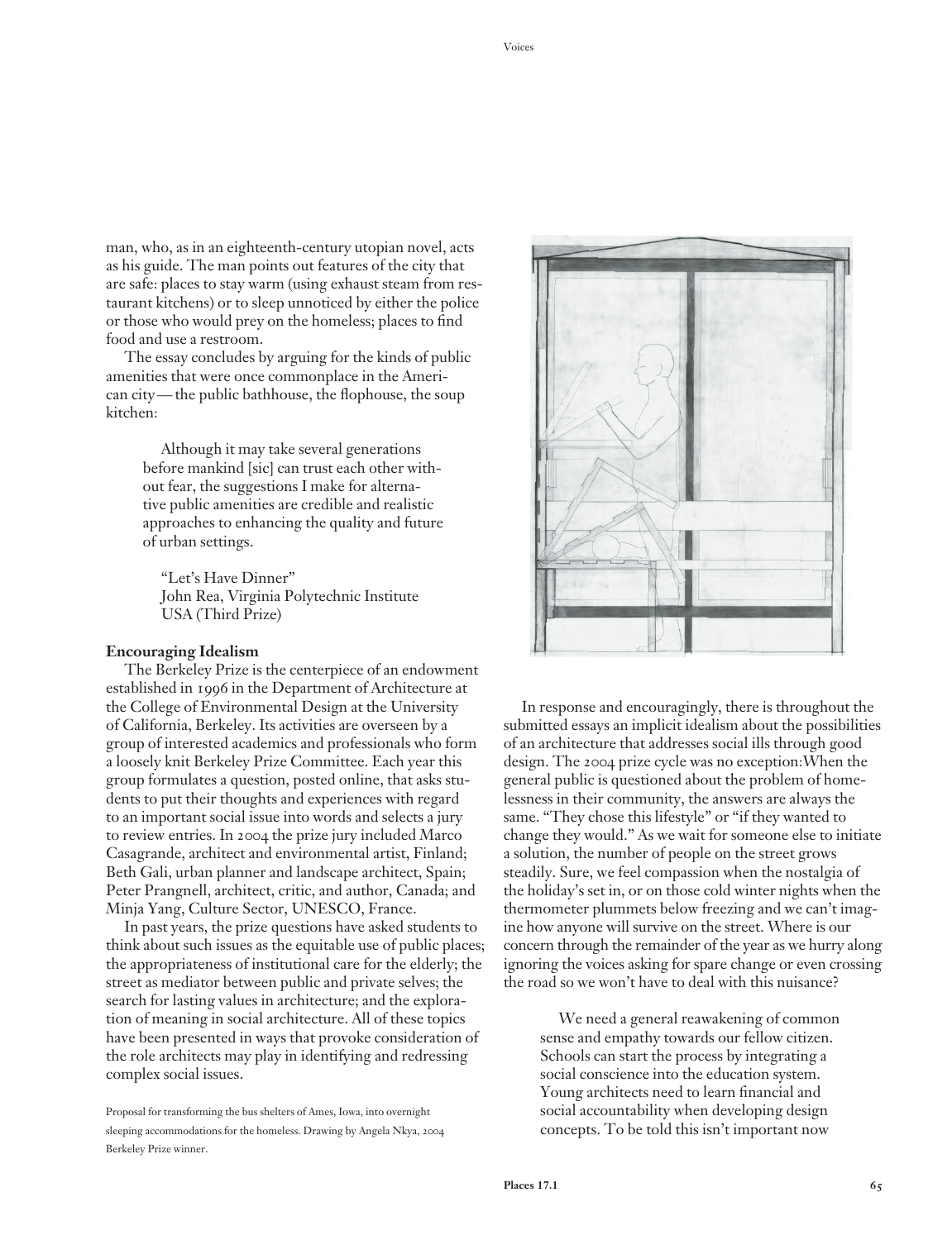man, who, as in an eighteenth-century utopian novel, acts as his guide. The man points out features of the city that are safe: places to stay warm (using exhaust steam from restaurant kitchens) or to sleep unnoticed by either the police or those who would prey on the homeless; places to find food and use a restroom.

The essay concludes by arguing for the kinds of public amenities that were once commonplace in the American city—the public bathhouse, the flophouse, the soup kitchen:

> Although it may take several generations before mankind [sic] can trust each other without fear, the suggestions I make for alternative public amenities are credible and realistic approaches to enhancing the quality and future of urban settings.
>
> "Let's Have Dinner"
> John Rea, Virginia Polytechnic Institute
> USA (Third Prize)

**Encouraging Idealism**

The Berkeley Prize is the centerpiece of an endowment established in 1996 in the Department of Architecture at the College of Environmental Design at the University of California, Berkeley. Its activities are overseen by a group of interested academics and professionals who form a loosely knit Berkeley Prize Committee. Each year this group formulates a question, posted online, that asks students to put their thoughts and experiences with regard to an important social issue into words and selects a jury to review entries. In 2004 the prize jury included Marco Casagrande, architect and environmental artist, Finland; Beth Gali, urban planner and landscape architect, Spain; Peter Prangnell, architect, critic, and author, Canada; and Minja Yang, Culture Sector, UNESCO, France.

In past years, the prize questions have asked students to think about such issues as the equitable use of public places; the appropriateness of institutional care for the elderly; the street as mediator between public and private selves; the search for lasting values in architecture; and the exploration of meaning in social architecture. All of these topics have been presented in ways that provoke consideration of the role architects may play in identifying and redressing complex social issues.

Proposal for transforming the bus shelters of Ames, Iowa, into overnight sleeping accommodations for the homeless. Drawing by Angela Nkya, 2004 Berkeley Prize winner.

In response and encouragingly, there is throughout the submitted essays an implicit idealism about the possibilities of an architecture that addresses social ills through good design. The 2004 prize cycle was no exception: When the general public is questioned about the problem of homelessness in their community, the answers are always the same. "They chose this lifestyle" or "if they wanted to change they would." As we wait for someone else to initiate a solution, the number of people on the street grows steadily. Sure, we feel compassion when the nostalgia of the holiday's set in, or on those cold winter nights when the thermometer plummets below freezing and we can't imagine how anyone will survive on the street. Where is our concern through the remainder of the year as we hurry along ignoring the voices asking for spare change or even crossing the road so we won't have to deal with this nuisance?

> We need a general reawakening of common sense and empathy towards our fellow citizen. Schools can start the process by integrating a social conscience into the education system. Young architects need to learn financial and social accountability when developing design concepts. To be told this isn't important now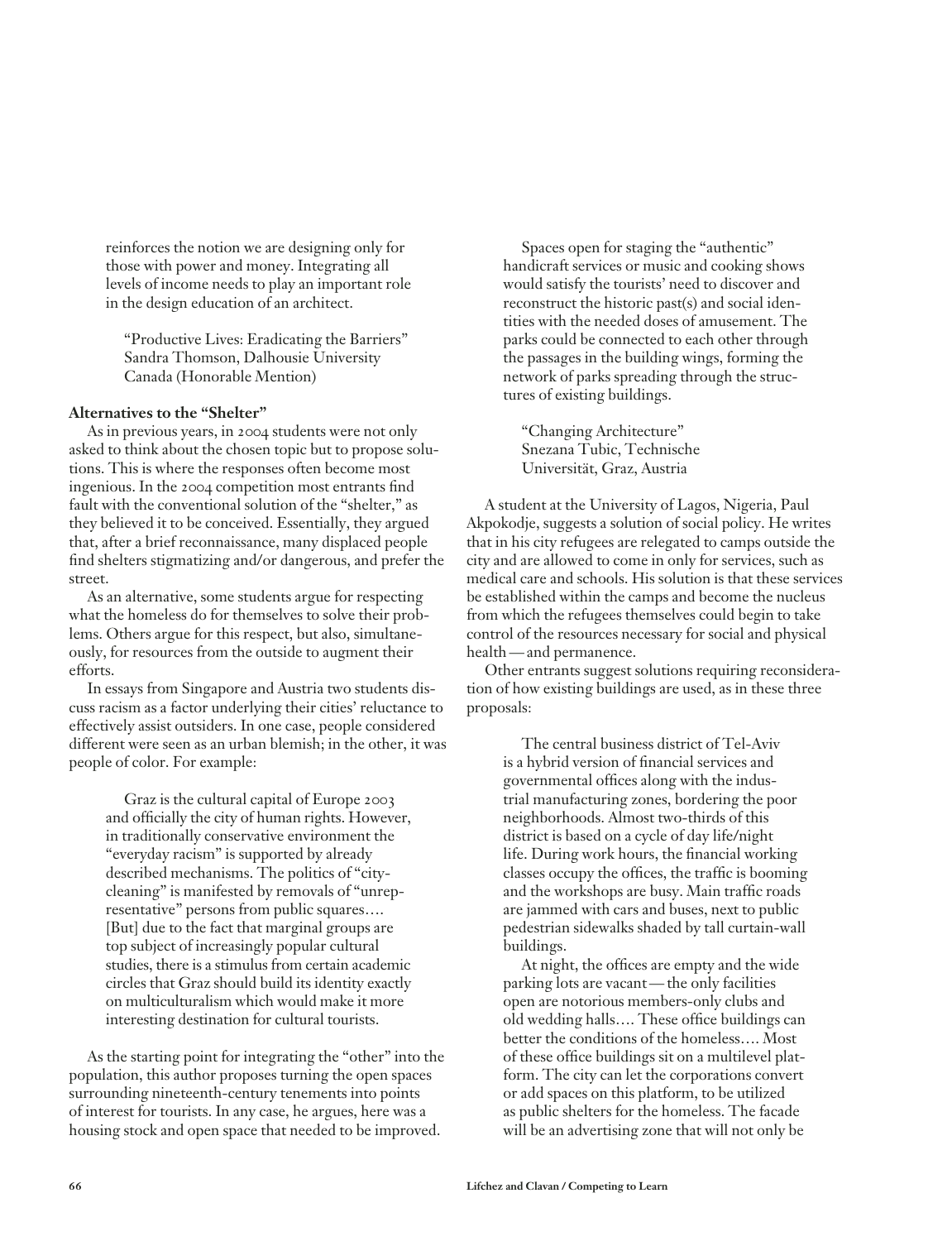reinforces the notion we are designing only for those with power and money. Integrating all levels of income needs to play an important role in the design education of an architect.

> "Productive Lives: Eradicating the Barriers"
> Sandra Thomson, Dalhousie University
> Canada (Honorable Mention)

**Alternatives to the "Shelter"**

As in previous years, in 2004 students were not only asked to think about the chosen topic but to propose solutions. This is where the responses often become most ingenious. In the 2004 competition most entrants find fault with the conventional solution of the "shelter," as they believed it to be conceived. Essentially, they argued that, after a brief reconnaissance, many displaced people find shelters stigmatizing and/or dangerous, and prefer the street.

As an alternative, some students argue for respecting what the homeless do for themselves to solve their problems. Others argue for this respect, but also, simultaneously, for resources from the outside to augment their efforts.

In essays from Singapore and Austria two students discuss racism as a factor underlying their cities' reluctance to effectively assist outsiders. In one case, people considered different were seen as an urban blemish; in the other, it was people of color. For example:

> Graz is the cultural capital of Europe 2003 and officially the city of human rights. However, in traditionally conservative environment the "everyday racism" is supported by already described mechanisms. The politics of "city-cleaning" is manifested by removals of "unrepresentative" persons from public squares…. [But] due to the fact that marginal groups are top subject of increasingly popular cultural studies, there is a stimulus from certain academic circles that Graz should build its identity exactly on multiculturalism which would make it more interesting destination for cultural tourists.

As the starting point for integrating the "other" into the population, this author proposes turning the open spaces surrounding nineteenth-century tenements into points of interest for tourists. In any case, he argues, here was a housing stock and open space that needed to be improved.

> Spaces open for staging the "authentic" handicraft services or music and cooking shows would satisfy the tourists' need to discover and reconstruct the historic past(s) and social identities with the needed doses of amusement. The parks could be connected to each other through the passages in the building wings, forming the network of parks spreading through the structures of existing buildings.
>
> "Changing Architecture"
> Snezana Tubic, Technische Universität, Graz, Austria

A student at the University of Lagos, Nigeria, Paul Akpokodje, suggests a solution of social policy. He writes that in his city refugees are relegated to camps outside the city and are allowed to come in only for services, such as medical care and schools. His solution is that these services be established within the camps and become the nucleus from which the refugees themselves could begin to take control of the resources necessary for social and physical health—and permanence.

Other entrants suggest solutions requiring reconsideration of how existing buildings are used, as in these three proposals:

> The central business district of Tel-Aviv is a hybrid version of financial services and governmental offices along with the industrial manufacturing zones, bordering the poor neighborhoods. Almost two-thirds of this district is based on a cycle of day life/night life. During work hours, the financial working classes occupy the offices, the traffic is booming and the workshops are busy. Main traffic roads are jammed with cars and buses, next to public pedestrian sidewalks shaded by tall curtain-wall buildings.
>
> At night, the offices are empty and the wide parking lots are vacant—the only facilities open are notorious members-only clubs and old wedding halls…. These office buildings can better the conditions of the homeless…. Most of these office buildings sit on a multilevel platform. The city can let the corporations convert or add spaces on this platform, to be utilized as public shelters for the homeless. The facade will be an advertising zone that will not only be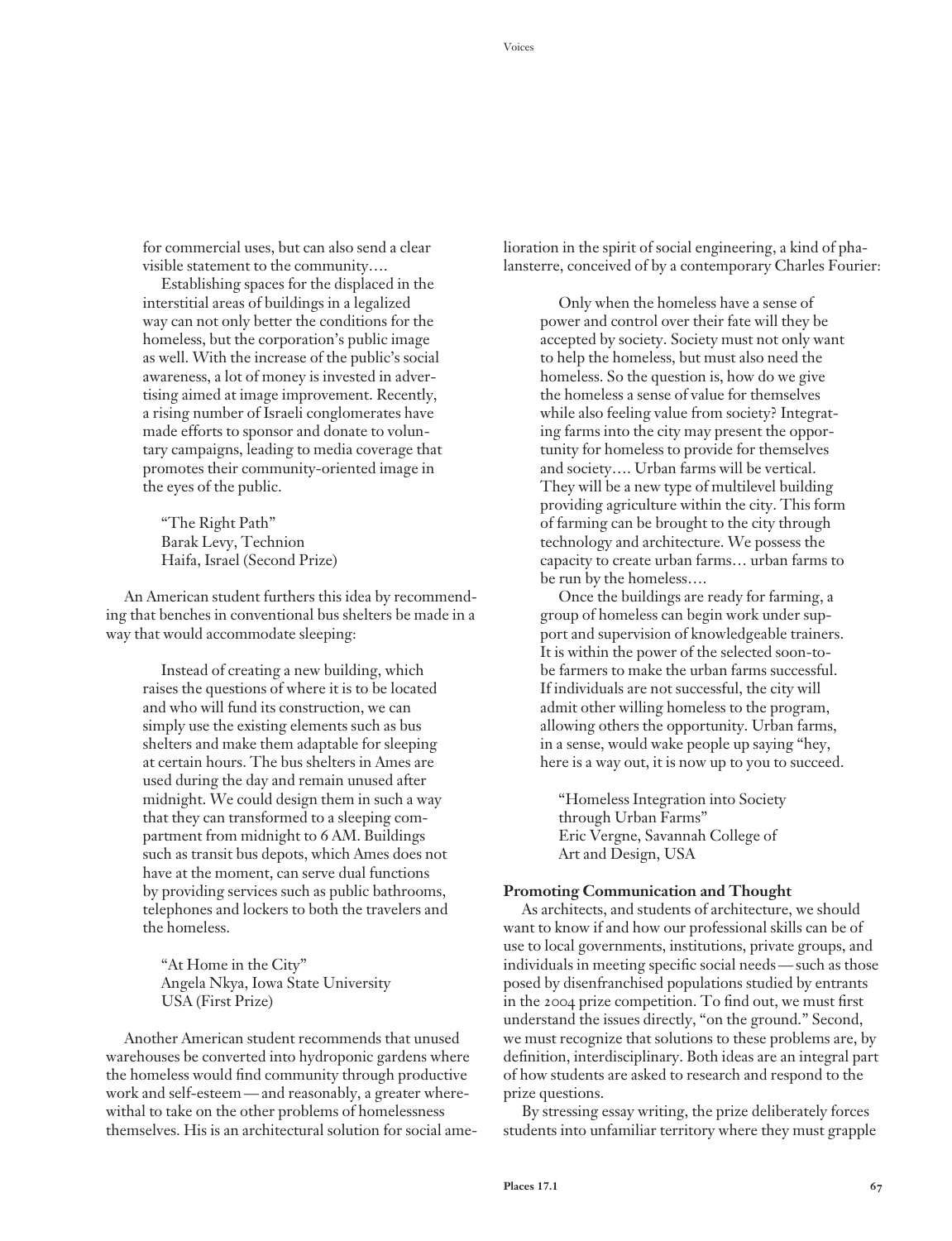for commercial uses, but can also send a clear visible statement to the community….

> Establishing spaces for the displaced in the interstitial areas of buildings in a legalized way can not only better the conditions for the homeless, but the corporation's public image as well. With the increase of the public's social awareness, a lot of money is invested in advertising aimed at image improvement. Recently, a rising number of Israeli conglomerates have made efforts to sponsor and donate to voluntary campaigns, leading to media coverage that promotes their community-oriented image in the eyes of the public.
>
> "The Right Path"
> Barak Levy, Technion
> Haifa, Israel (Second Prize)

An American student furthers this idea by recommending that benches in conventional bus shelters be made in a way that would accommodate sleeping:

> Instead of creating a new building, which raises the questions of where it is to be located and who will fund its construction, we can simply use the existing elements such as bus shelters and make them adaptable for sleeping at certain hours. The bus shelters in Ames are used during the day and remain unused after midnight. We could design them in such a way that they can transformed to a sleeping compartment from midnight to 6 AM. Buildings such as transit bus depots, which Ames does not have at the moment, can serve dual functions by providing services such as public bathrooms, telephones and lockers to both the travelers and the homeless.
>
> "At Home in the City"
> Angela Nkya, Iowa State University
> USA (First Prize)

Another American student recommends that unused warehouses be converted into hydroponic gardens where the homeless would find community through productive work and self-esteem—and reasonably, a greater wherewithal to take on the other problems of homelessness themselves. His is an architectural solution for social amelioration in the spirit of social engineering, a kind of phalansterre, conceived of by a contemporary Charles Fourier:

> Only when the homeless have a sense of power and control over their fate will they be accepted by society. Society must not only want to help the homeless, but must also need the homeless. So the question is, how do we give the homeless a sense of value for themselves while also feeling value from society? Integrating farms into the city may present the opportunity for homeless to provide for themselves and society…. Urban farms will be vertical. They will be a new type of multilevel building providing agriculture within the city. This form of farming can be brought to the city through technology and architecture. We possess the capacity to create urban farms… urban farms to be run by the homeless….
>
> Once the buildings are ready for farming, a group of homeless can begin work under support and supervision of knowledgeable trainers. It is within the power of the selected soon-to-be farmers to make the urban farms successful. If individuals are not successful, the city will admit other willing homeless to the program, allowing others the opportunity. Urban farms, in a sense, would wake people up saying "hey, here is a way out, it is now up to you to succeed.
>
> "Homeless Integration into Society through Urban Farms"
> Eric Vergne, Savannah College of Art and Design, USA

**Promoting Communication and Thought**

As architects, and students of architecture, we should want to know if and how our professional skills can be of use to local governments, institutions, private groups, and individuals in meeting specific social needs—such as those posed by disenfranchised populations studied by entrants in the 2004 prize competition. To find out, we must first understand the issues directly, "on the ground." Second, we must recognize that solutions to these problems are, by definition, interdisciplinary. Both ideas are an integral part of how students are asked to research and respond to the prize questions.

By stressing essay writing, the prize deliberately forces students into unfamiliar territory where they must grapple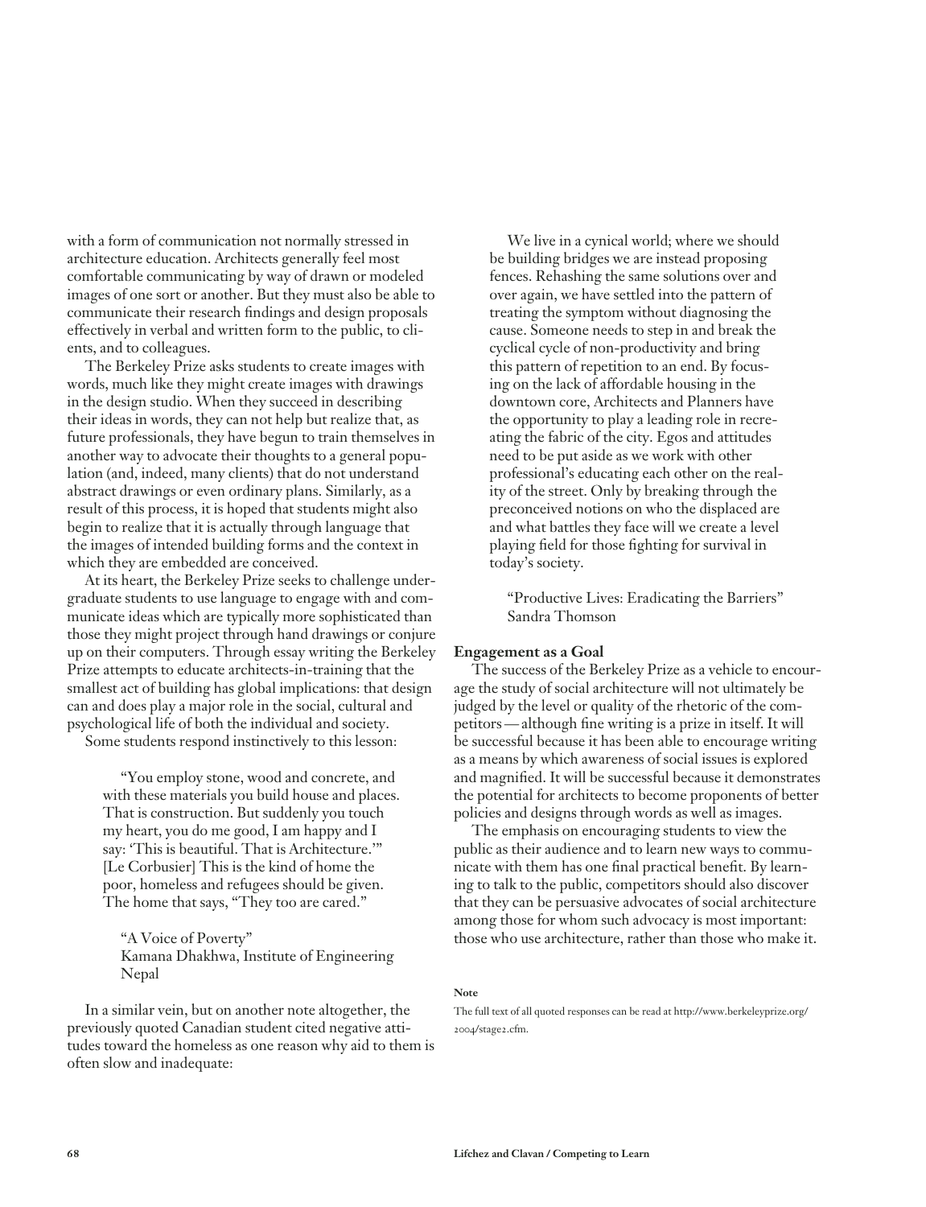with a form of communication not normally stressed in architecture education. Architects generally feel most comfortable communicating by way of drawn or modeled images of one sort or another. But they must also be able to communicate their research findings and design proposals effectively in verbal and written form to the public, to clients, and to colleagues.

The Berkeley Prize asks students to create images with words, much like they might create images with drawings in the design studio. When they succeed in describing their ideas in words, they can not help but realize that, as future professionals, they have begun to train themselves in another way to advocate their thoughts to a general population (and, indeed, many clients) that do not understand abstract drawings or even ordinary plans. Similarly, as a result of this process, it is hoped that students might also begin to realize that it is actually through language that the images of intended building forms and the context in which they are embedded are conceived.

At its heart, the Berkeley Prize seeks to challenge undergraduate students to use language to engage with and communicate ideas which are typically more sophisticated than those they might project through hand drawings or conjure up on their computers. Through essay writing the Berkeley Prize attempts to educate architects-in-training that the smallest act of building has global implications: that design can and does play a major role in the social, cultural and psychological life of both the individual and society.

Some students respond instinctively to this lesson:

> "You employ stone, wood and concrete, and with these materials you build house and places. That is construction. But suddenly you touch my heart, you do me good, I am happy and I say: 'This is beautiful. That is Architecture.'" [Le Corbusier] This is the kind of home the poor, homeless and refugees should be given. The home that says, "They too are cared."
>
> "A Voice of Poverty"
> Kamana Dhakhwa, Institute of Engineering Nepal

In a similar vein, but on another note altogether, the previously quoted Canadian student cited negative attitudes toward the homeless as one reason why aid to them is often slow and inadequate:

> We live in a cynical world; where we should be building bridges we are instead proposing fences. Rehashing the same solutions over and over again, we have settled into the pattern of treating the symptom without diagnosing the cause. Someone needs to step in and break the cyclical cycle of non-productivity and bring this pattern of repetition to an end. By focusing on the lack of affordable housing in the downtown core, Architects and Planners have the opportunity to play a leading role in recreating the fabric of the city. Egos and attitudes need to be put aside as we work with other professional's educating each other on the reality of the street. Only by breaking through the preconceived notions on who the displaced are and what battles they face will we create a level playing field for those fighting for survival in today's society.
>
> "Productive Lives: Eradicating the Barriers"
> Sandra Thomson

**Engagement as a Goal**

The success of the Berkeley Prize as a vehicle to encourage the study of social architecture will not ultimately be judged by the level or quality of the rhetoric of the competitors—although fine writing is a prize in itself. It will be successful because it has been able to encourage writing as a means by which awareness of social issues is explored and magnified. It will be successful because it demonstrates the potential for architects to become proponents of better policies and designs through words as well as images.

The emphasis on encouraging students to view the public as their audience and to learn new ways to communicate with them has one final practical benefit. By learning to talk to the public, competitors should also discover that they can be persuasive advocates of social architecture among those for whom such advocacy is most important: those who use architecture, rather than those who make it.

**Note**

The full text of all quoted responses can be read at http://www.berkeleyprize.org/2004/stage2.cfm.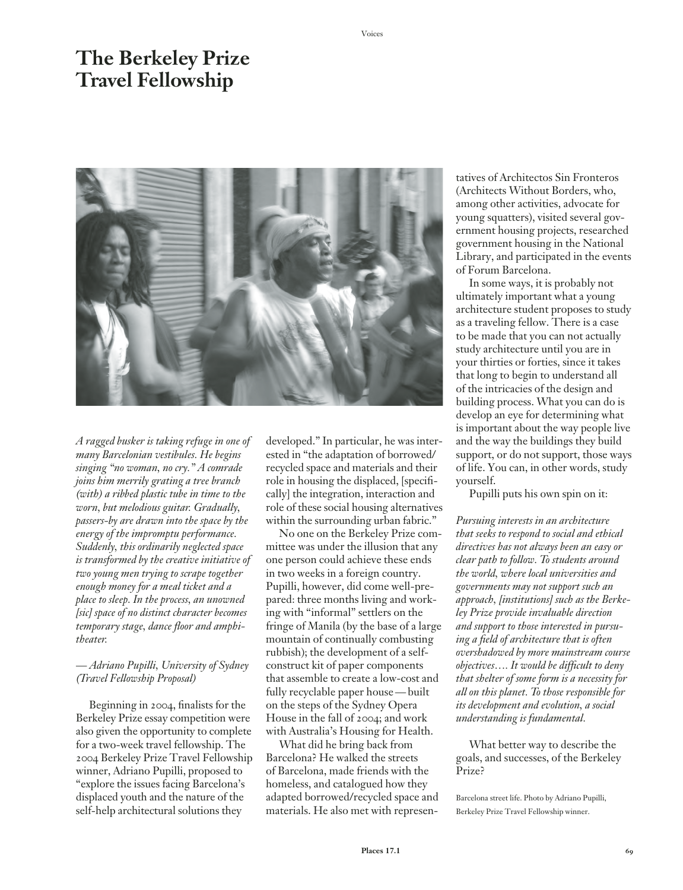# The Berkeley Prize Travel Fellowship

*A ragged busker is taking refuge in one of many Barcelonian vestibules. He begins singing "no woman, no cry." A comrade joins him merrily grating a tree branch (with) a ribbed plastic tube in time to the worn, but melodious guitar. Gradually, passers-by are drawn into the space by the energy of the impromptu performance. Suddenly, this ordinarily neglected space is transformed by the creative initiative of two young men trying to scrape together enough money for a meal ticket and a place to sleep. In the process, an unowned [sic] space of no distinct character becomes temporary stage, dance floor and amphitheater.*

*— Adriano Pupilli, University of Sydney (Travel Fellowship Proposal)*

Beginning in 2004, finalists for the Berkeley Prize essay competition were also given the opportunity to complete for a two-week travel fellowship. The 2004 Berkeley Prize Travel Fellowship winner, Adriano Pupilli, proposed to "explore the issues facing Barcelona's displaced youth and the nature of the self-help architectural solutions they developed." In particular, he was interested in "the adaptation of borrowed/recycled space and materials and their role in housing the displaced, [specifically] the integration, interaction and role of these social housing alternatives within the surrounding urban fabric."

No one on the Berkeley Prize committee was under the illusion that any one person could achieve these ends in two weeks in a foreign country. Pupilli, however, did come well-prepared: three months living and working with "informal" settlers on the fringe of Manila (by the base of a large mountain of continually combusting rubbish); the development of a self-construct kit of paper components that assemble to create a low-cost and fully recyclable paper house—built on the steps of the Sydney Opera House in the fall of 2004; and work with Australia's Housing for Health.

What did he bring back from Barcelona? He walked the streets of Barcelona, made friends with the homeless, and catalogued how they adapted borrowed/recycled space and materials. He also met with representatives of Architectos Sin Fronteros (Architects Without Borders, who, among other activities, advocate for young squatters), visited several government housing projects, researched government housing in the National Library, and participated in the events of Forum Barcelona.

In some ways, it is probably not ultimately important what a young architecture student proposes to study as a traveling fellow. There is a case to be made that you can not actually study architecture until you are in your thirties or forties, since it takes that long to begin to understand all of the intricacies of the design and building process. What you can do is develop an eye for determining what is important about the way people live and the way the buildings they build support, or do not support, those ways of life. You can, in other words, study yourself.

Pupilli puts his own spin on it:

*Pursuing interests in an architecture that seeks to respond to social and ethical directives has not always been an easy or clear path to follow. To students around the world, where local universities and governments may not support such an approach, [institutions] such as the Berkeley Prize provide invaluable direction and support to those interested in pursuing a field of architecture that is often overshadowed by more mainstream course objectives.... It would be difficult to deny that shelter of some form is a necessity for all on this planet. To those responsible for its development and evolution, a social understanding is fundamental.*

What better way to describe the goals, and successes, of the Berkeley Prize?

Barcelona street life. Photo by Adriano Pupilli, Berkeley Prize Travel Fellowship winner.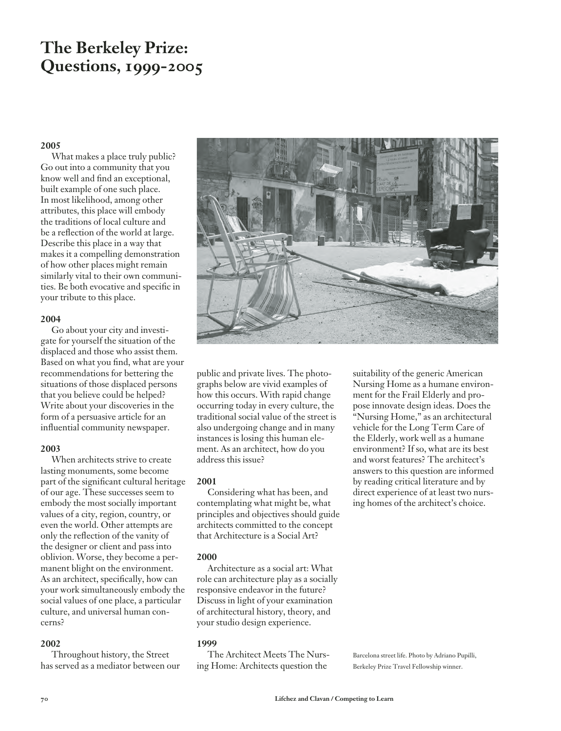# The Berkeley Prize: Questions, 1999-2005

**2005**

What makes a place truly public? Go out into a community that you know well and find an exceptional, built example of one such place. In most likelihood, among other attributes, this place will embody the traditions of local culture and be a reflection of the world at large. Describe this place in a way that makes it a compelling demonstration of how other places might remain similarly vital to their own communities. Be both evocative and specific in your tribute to this place.

**2004**

Go about your city and investigate for yourself the situation of the displaced and those who assist them. Based on what you find, what are your recommendations for bettering the situations of those displaced persons that you believe could be helped? Write about your discoveries in the form of a persuasive article for an influential community newspaper.

**2003**

When architects strive to create lasting monuments, some become part of the significant cultural heritage of our age. These successes seem to embody the most socially important values of a city, region, country, or even the world. Other attempts are only the reflection of the vanity of the designer or client and pass into oblivion. Worse, they become a permanent blight on the environment. As an architect, specifically, how can your work simultaneously embody the social values of one place, a particular culture, and universal human concerns?

**2002**

Throughout history, the Street has served as a mediator between our public and private lives. The photographs below are vivid examples of how this occurs. With rapid change occurring today in every culture, the traditional social value of the street is also undergoing change and in many instances is losing this human element. As an architect, how do you address this issue?

**2001**

Considering what has been, and contemplating what might be, what principles and objectives should guide architects committed to the concept that Architecture is a Social Art?

**2000**

Architecture as a social art: What role can architecture play as a socially responsive endeavor in the future? Discuss in light of your examination of architectural history, theory, and your studio design experience.

**1999**

The Architect Meets The Nursing Home: Architects question the suitability of the generic American Nursing Home as a humane environment for the Frail Elderly and propose innovate design ideas. Does the "Nursing Home," as an architectural vehicle for the Long Term Care of the Elderly, work well as a humane environment? If so, what are its best and worst features? The architect's answers to this question are informed by reading critical literature and by direct experience of at least two nursing homes of the architect's choice.

Barcelona street life. Photo by Adriano Pupilli, Berkeley Prize Travel Fellowship winner.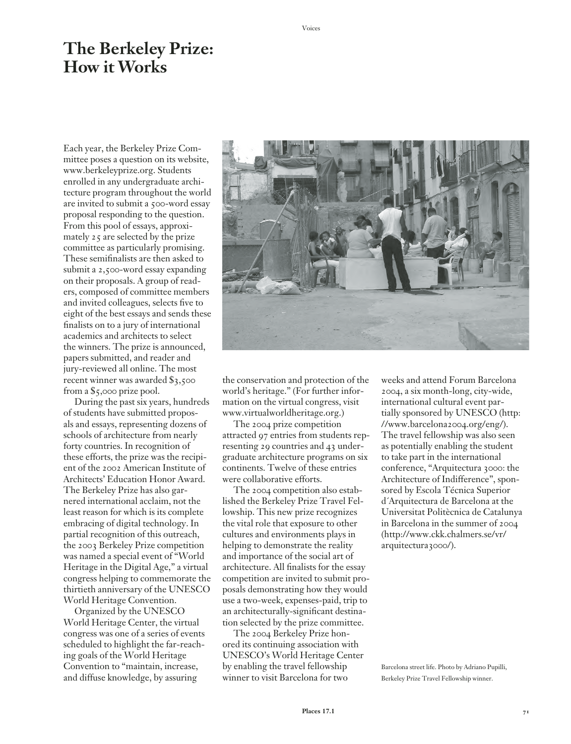# The Berkeley Prize: How it Works

Each year, the Berkeley Prize Committee poses a question on its website, www.berkeleyprize.org. Students enrolled in any undergraduate architecture program throughout the world are invited to submit a 500-word essay proposal responding to the question. From this pool of essays, approximately 25 are selected by the prize committee as particularly promising. These semifinalists are then asked to submit a 2,500-word essay expanding on their proposals. A group of readers, composed of committee members and invited colleagues, selects five to eight of the best essays and sends these finalists on to a jury of international academics and architects to select the winners. The prize is announced, papers submitted, and reader and jury-reviewed all online. The most recent winner was awarded $3,500 from a $5,000 prize pool.

During the past six years, hundreds of students have submitted proposals and essays, representing dozens of schools of architecture from nearly forty countries. In recognition of these efforts, the prize was the recipient of the 2002 American Institute of Architects' Education Honor Award. The Berkeley Prize has also garnered international acclaim, not the least reason for which is its complete embracing of digital technology. In partial recognition of this outreach, the 2003 Berkeley Prize competition was named a special event of "World Heritage in the Digital Age," a virtual congress helping to commemorate the thirtieth anniversary of the UNESCO World Heritage Convention.

Organized by the UNESCO World Heritage Center, the virtual congress was one of a series of events scheduled to highlight the far-reaching goals of the World Heritage Convention to "maintain, increase, and diffuse knowledge, by assuring the conservation and protection of the world's heritage." (For further information on the virtual congress, visit www.virtualworldheritage.org.)

The 2004 prize competition attracted 97 entries from students representing 29 countries and 43 undergraduate architecture programs on six continents. Twelve of these entries were collaborative efforts.

The 2004 competition also established the Berkeley Prize Travel Fellowship. This new prize recognizes the vital role that exposure to other cultures and environments plays in helping to demonstrate the reality and importance of the social art of architecture. All finalists for the essay competition are invited to submit proposals demonstrating how they would use a two-week, expenses-paid, trip to an architecturally-significant destination selected by the prize committee.

The 2004 Berkeley Prize honored its continuing association with UNESCO's World Heritage Center by enabling the travel fellowship winner to visit Barcelona for two weeks and attend Forum Barcelona 2004, a six month-long, city-wide, international cultural event partially sponsored by UNESCO (http://www.barcelona2004.org/eng/). The travel fellowship was also seen as potentially enabling the student to take part in the international conference, "Arquitectura 3000: the Architecture of Indifference", sponsored by Escola Técnica Superior d´Arquitectura de Barcelona at the Universitat Politècnica de Catalunya in Barcelona in the summer of 2004 (http://www.ckk.chalmers.se/vr/arquitectura3000/).

Barcelona street life. Photo by Adriano Pupilli, Berkeley Prize Travel Fellowship winner.